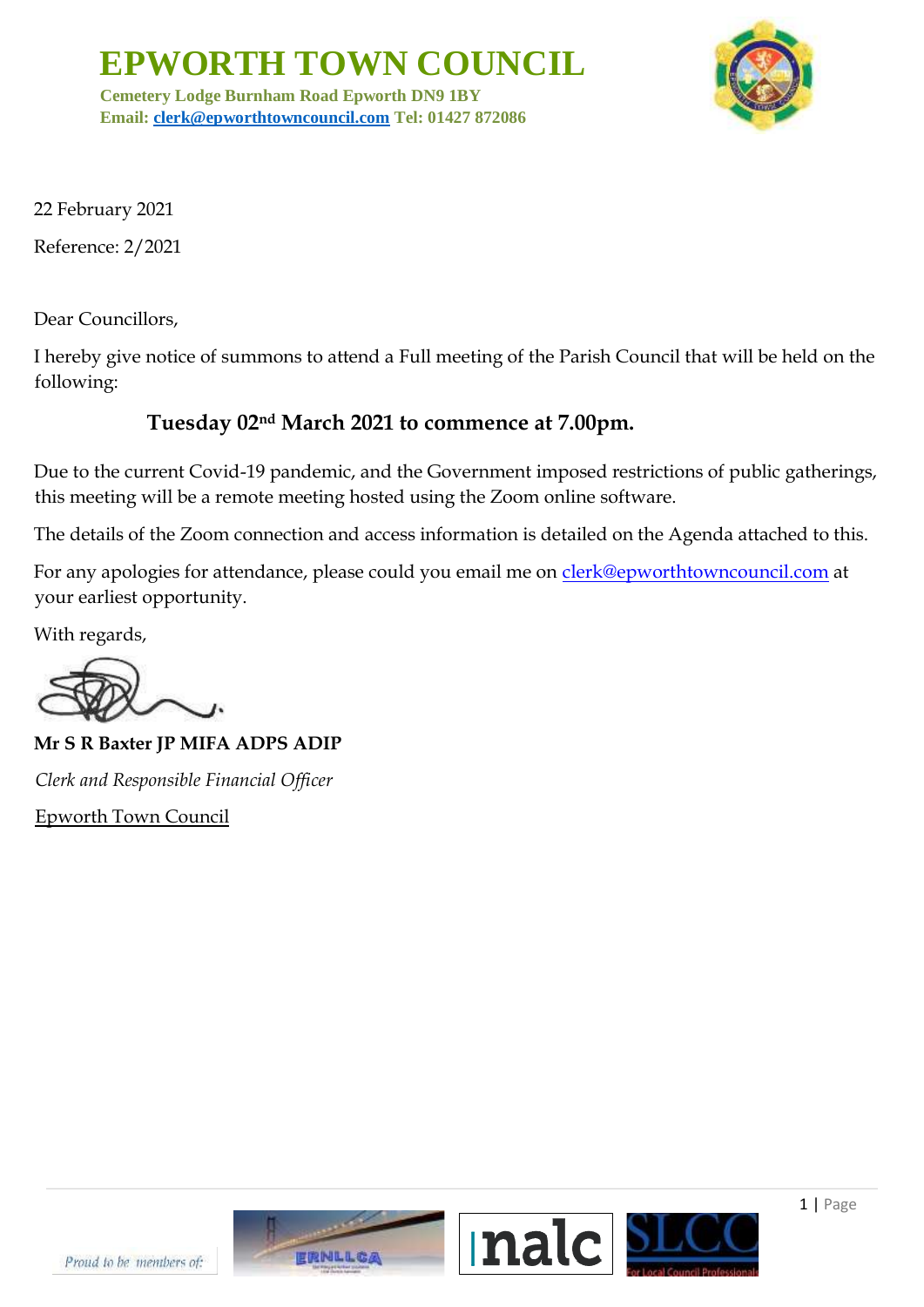# EPWORTH TOWN COUNCIL

**Cemetery Lodge Burnham Road Epworth DN9 1BY**
**Email: clerk@epworthtowncouncil.com Tel: 01427 872086**

22 February 2021

Reference: 2/2021

Dear Councillors,

I hereby give notice of summons to attend a Full meeting of the Parish Council that will be held on the following:

**Tuesday 02nd March 2021 to commence at 7.00pm.**

Due to the current Covid-19 pandemic, and the Government imposed restrictions of public gatherings, this meeting will be a remote meeting hosted using the Zoom online software.

The details of the Zoom connection and access information is detailed on the Agenda attached to this.

For any apologies for attendance, please could you email me on clerk@epworthtowncouncil.com at your earliest opportunity.

With regards,

**Mr S R Baxter JP MIFA ADPS ADIP**

*Clerk and Responsible Financial Officer*

Epworth Town Council

Proud to be members of: ERNLLCA nalc SLCC For Local Council Professionals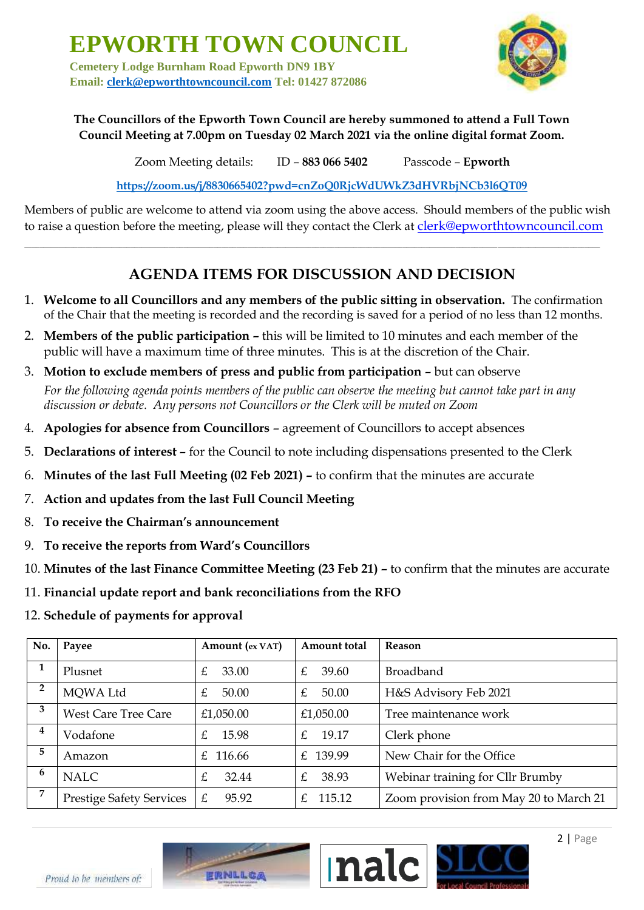# EPWORTH TOWN COUNCIL

**Cemetery Lodge Burnham Road Epworth DN9 1BY**
**Email: clerk@epworthtowncouncil.com Tel: 01427 872086**

**The Councillors of the Epworth Town Council are hereby summoned to attend a Full Town Council Meeting at 7.00pm on Tuesday 02 March 2021 via the online digital format Zoom.**

Zoom Meeting details: ID – **883 066 5402** Passcode – **Epworth**

**https://zoom.us/j/8830665402?pwd=cnZoQ0RjcWdUWkZ3dHVRbjNCb3l6QT09**

Members of public are welcome to attend via zoom using the above access. Should members of the public wish to raise a question before the meeting, please will they contact the Clerk at clerk@epworthtowncouncil.com

---

## AGENDA ITEMS FOR DISCUSSION AND DECISION

1. **Welcome to all Councillors and any members of the public sitting in observation.** The confirmation of the Chair that the meeting is recorded and the recording is saved for a period of no less than 12 months.
2. **Members of the public participation –** this will be limited to 10 minutes and each member of the public will have a maximum time of three minutes. This is at the discretion of the Chair.
3. **Motion to exclude members of press and public from participation –** but can observe
   *For the following agenda points members of the public can observe the meeting but cannot take part in any discussion or debate. Any persons not Councillors or the Clerk will be muted on Zoom*
4. **Apologies for absence from Councillors** – agreement of Councillors to accept absences
5. **Declarations of interest –** for the Council to note including dispensations presented to the Clerk
6. **Minutes of the last Full Meeting (02 Feb 2021) –** to confirm that the minutes are accurate
7. **Action and updates from the last Full Council Meeting**
8. **To receive the Chairman's announcement**
9. **To receive the reports from Ward's Councillors**
10. **Minutes of the last Finance Committee Meeting (23 Feb 21) –** to confirm that the minutes are accurate
11. **Financial update report and bank reconciliations from the RFO**
12. **Schedule of payments for approval**

| No. | Payee | Amount (ex VAT) | Amount total | Reason |
|---|---|---|---|---|
| 1 | Plusnet | £ 33.00 | £ 39.60 | Broadband |
| 2 | MQWA Ltd | £ 50.00 | £ 50.00 | H&S Advisory Feb 2021 |
| 3 | West Care Tree Care | £1,050.00 | £1,050.00 | Tree maintenance work |
| 4 | Vodafone | £ 15.98 | £ 19.17 | Clerk phone |
| 5 | Amazon | £ 116.66 | £ 139.99 | New Chair for the Office |
| 6 | NALC | £ 32.44 | £ 38.93 | Webinar training for Cllr Brumby |
| 7 | Prestige Safety Services | £ 95.92 | £ 115.12 | Zoom provision from May 20 to March 21 |

Proud to be members of: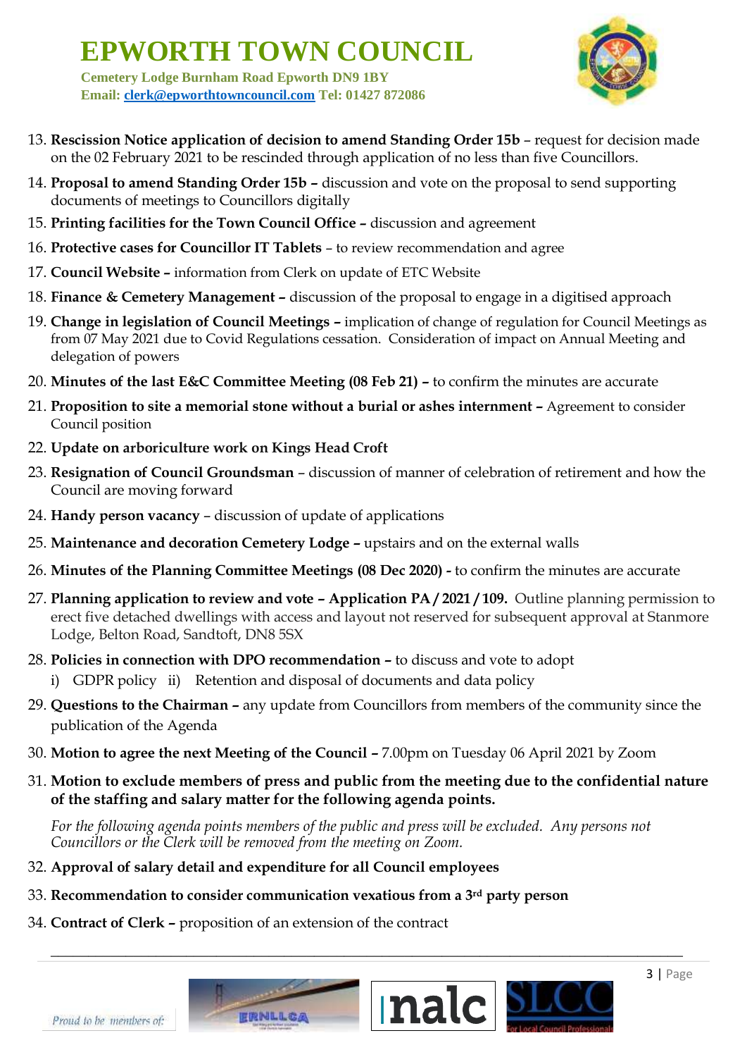13. **Rescission Notice application of decision to amend Standing Order 15b** – request for decision made on the 02 February 2021 to be rescinded through application of no less than five Councillors.
14. **Proposal to amend Standing Order 15b –** discussion and vote on the proposal to send supporting documents of meetings to Councillors digitally
15. **Printing facilities for the Town Council Office –** discussion and agreement
16. **Protective cases for Councillor IT Tablets** – to review recommendation and agree
17. **Council Website –** information from Clerk on update of ETC Website
18. **Finance & Cemetery Management –** discussion of the proposal to engage in a digitised approach
19. **Change in legislation of Council Meetings –** implication of change of regulation for Council Meetings as from 07 May 2021 due to Covid Regulations cessation. Consideration of impact on Annual Meeting and delegation of powers
20. **Minutes of the last E&C Committee Meeting (08 Feb 21) –** to confirm the minutes are accurate
21. **Proposition to site a memorial stone without a burial or ashes internment –** Agreement to consider Council position
22. **Update on arboriculture work on Kings Head Croft**
23. **Resignation of Council Groundsman** – discussion of manner of celebration of retirement and how the Council are moving forward
24. **Handy person vacancy** – discussion of update of applications
25. **Maintenance and decoration Cemetery Lodge –** upstairs and on the external walls
26. **Minutes of the Planning Committee Meetings (08 Dec 2020) -** to confirm the minutes are accurate
27. **Planning application to review and vote – Application PA / 2021 / 109.** Outline planning permission to erect five detached dwellings with access and layout not reserved for subsequent approval at Stanmore Lodge, Belton Road, Sandtoft, DN8 5SX
28. **Policies in connection with DPO recommendation –** to discuss and vote to adopt
    i) GDPR policy ii) Retention and disposal of documents and data policy
29. **Questions to the Chairman –** any update from Councillors from members of the community since the publication of the Agenda
30. **Motion to agree the next Meeting of the Council –** 7.00pm on Tuesday 06 April 2021 by Zoom
31. **Motion to exclude members of press and public from the meeting due to the confidential nature of the staffing and salary matter for the following agenda points.**

    *For the following agenda points members of the public and press will be excluded. Any persons not Councillors or the Clerk will be removed from the meeting on Zoom.*

32. **Approval of salary detail and expenditure for all Council employees**
33. **Recommendation to consider communication vexatious from a 3rd party person**
34. **Contract of Clerk –** proposition of an extension of the contract

Proud to be members of: